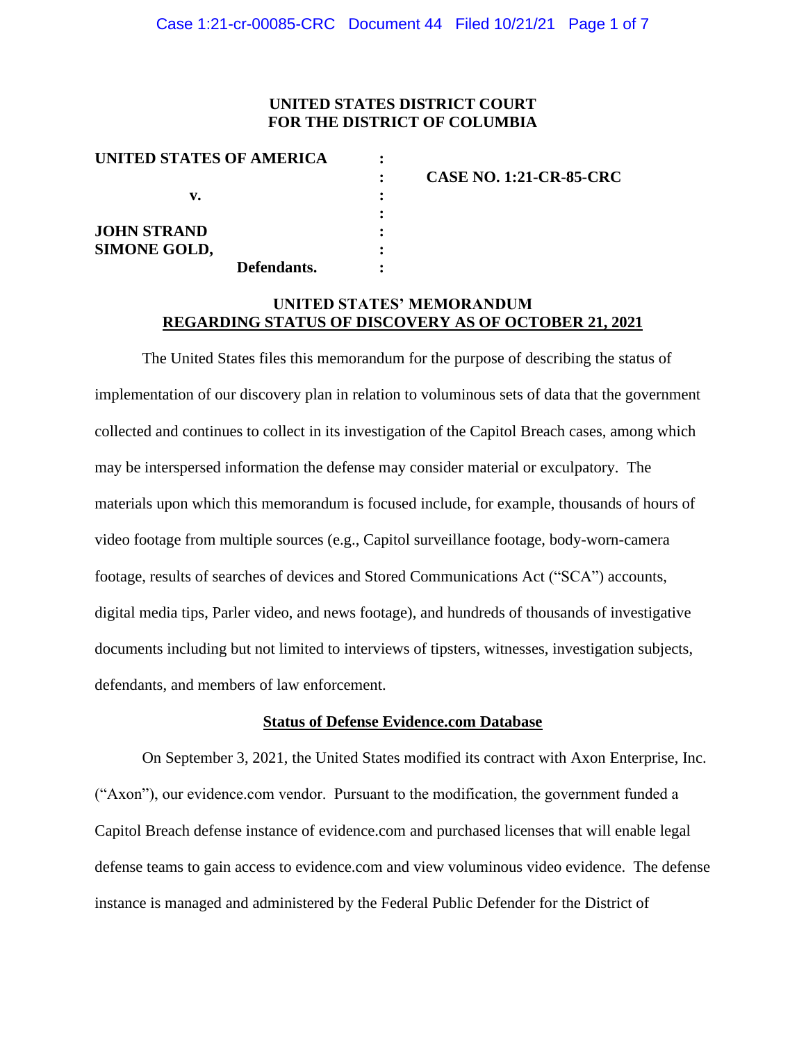**UNITED STATES DISTRICT COURT**
**FOR THE DISTRICT OF COLUMBIA**

| | | |
|---|---|---|
| **UNITED STATES OF AMERICA** | : | |
| | : | **CASE NO. 1:21-CR-85-CRC** |
| **v.** | : | |
| | : | |
| **JOHN STRAND** | : | |
| **SIMONE GOLD,** | : | |
| **Defendants.** | : | |

## UNITED STATES' MEMORANDUM
## REGARDING STATUS OF DISCOVERY AS OF OCTOBER 21, 2021

The United States files this memorandum for the purpose of describing the status of implementation of our discovery plan in relation to voluminous sets of data that the government collected and continues to collect in its investigation of the Capitol Breach cases, among which may be interspersed information the defense may consider material or exculpatory. The materials upon which this memorandum is focused include, for example, thousands of hours of video footage from multiple sources (e.g., Capitol surveillance footage, body-worn-camera footage, results of searches of devices and Stored Communications Act ("SCA") accounts, digital media tips, Parler video, and news footage), and hundreds of thousands of investigative documents including but not limited to interviews of tipsters, witnesses, investigation subjects, defendants, and members of law enforcement.

### Status of Defense Evidence.com Database

On September 3, 2021, the United States modified its contract with Axon Enterprise, Inc. ("Axon"), our evidence.com vendor. Pursuant to the modification, the government funded a Capitol Breach defense instance of evidence.com and purchased licenses that will enable legal defense teams to gain access to evidence.com and view voluminous video evidence. The defense instance is managed and administered by the Federal Public Defender for the District of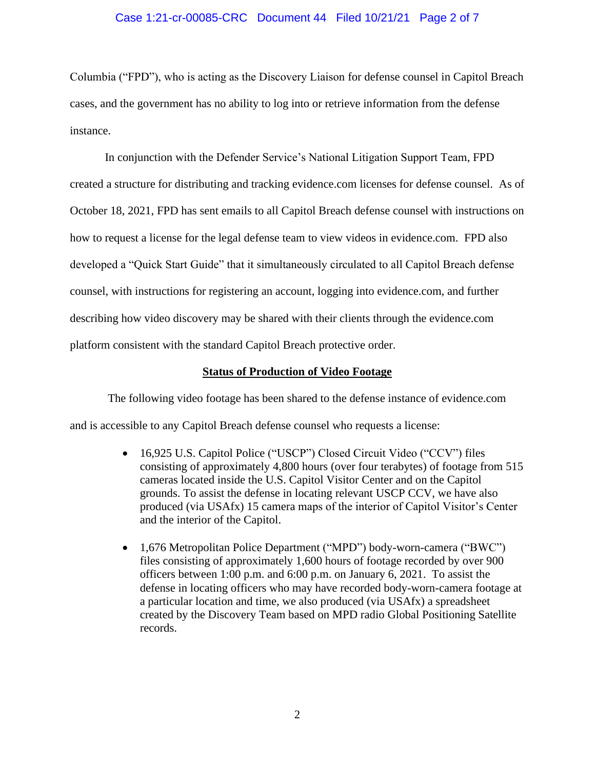Columbia ("FPD"), who is acting as the Discovery Liaison for defense counsel in Capitol Breach cases, and the government has no ability to log into or retrieve information from the defense instance.

In conjunction with the Defender Service's National Litigation Support Team, FPD created a structure for distributing and tracking evidence.com licenses for defense counsel. As of October 18, 2021, FPD has sent emails to all Capitol Breach defense counsel with instructions on how to request a license for the legal defense team to view videos in evidence.com. FPD also developed a "Quick Start Guide" that it simultaneously circulated to all Capitol Breach defense counsel, with instructions for registering an account, logging into evidence.com, and further describing how video discovery may be shared with their clients through the evidence.com platform consistent with the standard Capitol Breach protective order.

**Status of Production of Video Footage**

The following video footage has been shared to the defense instance of evidence.com and is accessible to any Capitol Breach defense counsel who requests a license:

- 16,925 U.S. Capitol Police ("USCP") Closed Circuit Video ("CCV") files consisting of approximately 4,800 hours (over four terabytes) of footage from 515 cameras located inside the U.S. Capitol Visitor Center and on the Capitol grounds. To assist the defense in locating relevant USCP CCV, we have also produced (via USAfx) 15 camera maps of the interior of Capitol Visitor's Center and the interior of the Capitol.

- 1,676 Metropolitan Police Department ("MPD") body-worn-camera ("BWC") files consisting of approximately 1,600 hours of footage recorded by over 900 officers between 1:00 p.m. and 6:00 p.m. on January 6, 2021. To assist the defense in locating officers who may have recorded body-worn-camera footage at a particular location and time, we also produced (via USAfx) a spreadsheet created by the Discovery Team based on MPD radio Global Positioning Satellite records.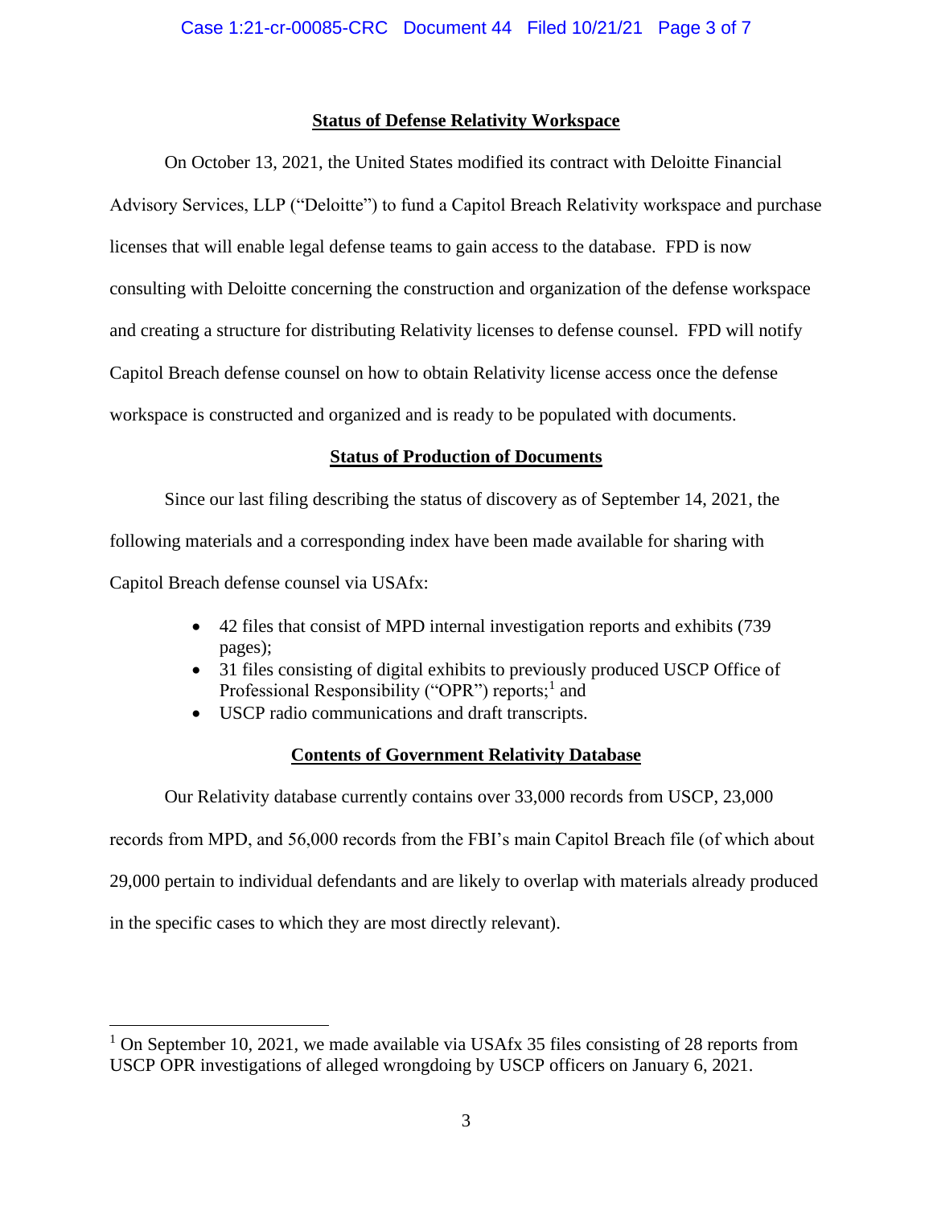**Status of Defense Relativity Workspace**

On October 13, 2021, the United States modified its contract with Deloitte Financial Advisory Services, LLP ("Deloitte") to fund a Capitol Breach Relativity workspace and purchase licenses that will enable legal defense teams to gain access to the database. FPD is now consulting with Deloitte concerning the construction and organization of the defense workspace and creating a structure for distributing Relativity licenses to defense counsel. FPD will notify Capitol Breach defense counsel on how to obtain Relativity license access once the defense workspace is constructed and organized and is ready to be populated with documents.

**Status of Production of Documents**

Since our last filing describing the status of discovery as of September 14, 2021, the following materials and a corresponding index have been made available for sharing with Capitol Breach defense counsel via USAfx:

- 42 files that consist of MPD internal investigation reports and exhibits (739 pages);
- 31 files consisting of digital exhibits to previously produced USCP Office of Professional Responsibility ("OPR") reports;[1] and
- USCP radio communications and draft transcripts.

**Contents of Government Relativity Database**

Our Relativity database currently contains over 33,000 records from USCP, 23,000 records from MPD, and 56,000 records from the FBI's main Capitol Breach file (of which about 29,000 pertain to individual defendants and are likely to overlap with materials already produced in the specific cases to which they are most directly relevant).

---

[1] On September 10, 2021, we made available via USAfx 35 files consisting of 28 reports from USCP OPR investigations of alleged wrongdoing by USCP officers on January 6, 2021.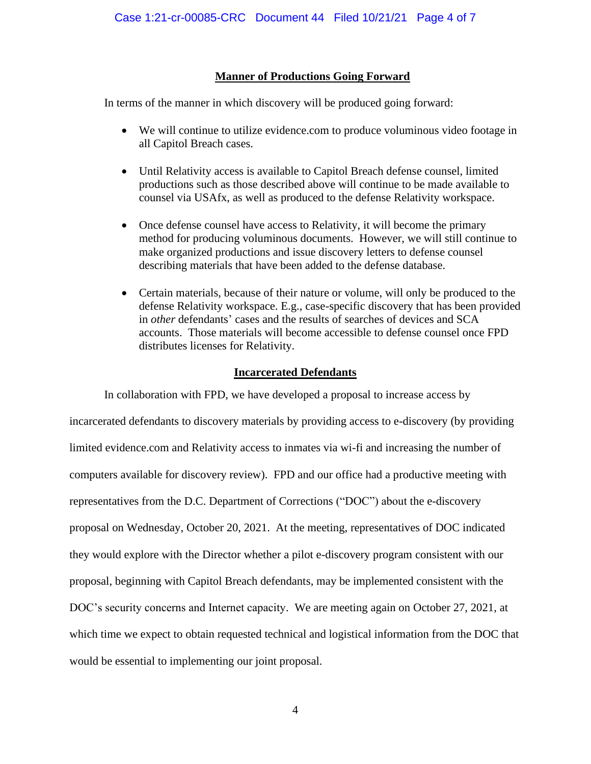**Manner of Productions Going Forward**

In terms of the manner in which discovery will be produced going forward:

- We will continue to utilize evidence.com to produce voluminous video footage in all Capitol Breach cases.
- Until Relativity access is available to Capitol Breach defense counsel, limited productions such as those described above will continue to be made available to counsel via USAfx, as well as produced to the defense Relativity workspace.
- Once defense counsel have access to Relativity, it will become the primary method for producing voluminous documents. However, we will still continue to make organized productions and issue discovery letters to defense counsel describing materials that have been added to the defense database.
- Certain materials, because of their nature or volume, will only be produced to the defense Relativity workspace. E.g., case-specific discovery that has been provided in *other* defendants' cases and the results of searches of devices and SCA accounts. Those materials will become accessible to defense counsel once FPD distributes licenses for Relativity.

**Incarcerated Defendants**

In collaboration with FPD, we have developed a proposal to increase access by incarcerated defendants to discovery materials by providing access to e-discovery (by providing limited evidence.com and Relativity access to inmates via wi-fi and increasing the number of computers available for discovery review). FPD and our office had a productive meeting with representatives from the D.C. Department of Corrections ("DOC") about the e-discovery proposal on Wednesday, October 20, 2021. At the meeting, representatives of DOC indicated they would explore with the Director whether a pilot e-discovery program consistent with our proposal, beginning with Capitol Breach defendants, may be implemented consistent with the DOC's security concerns and Internet capacity. We are meeting again on October 27, 2021, at which time we expect to obtain requested technical and logistical information from the DOC that would be essential to implementing our joint proposal.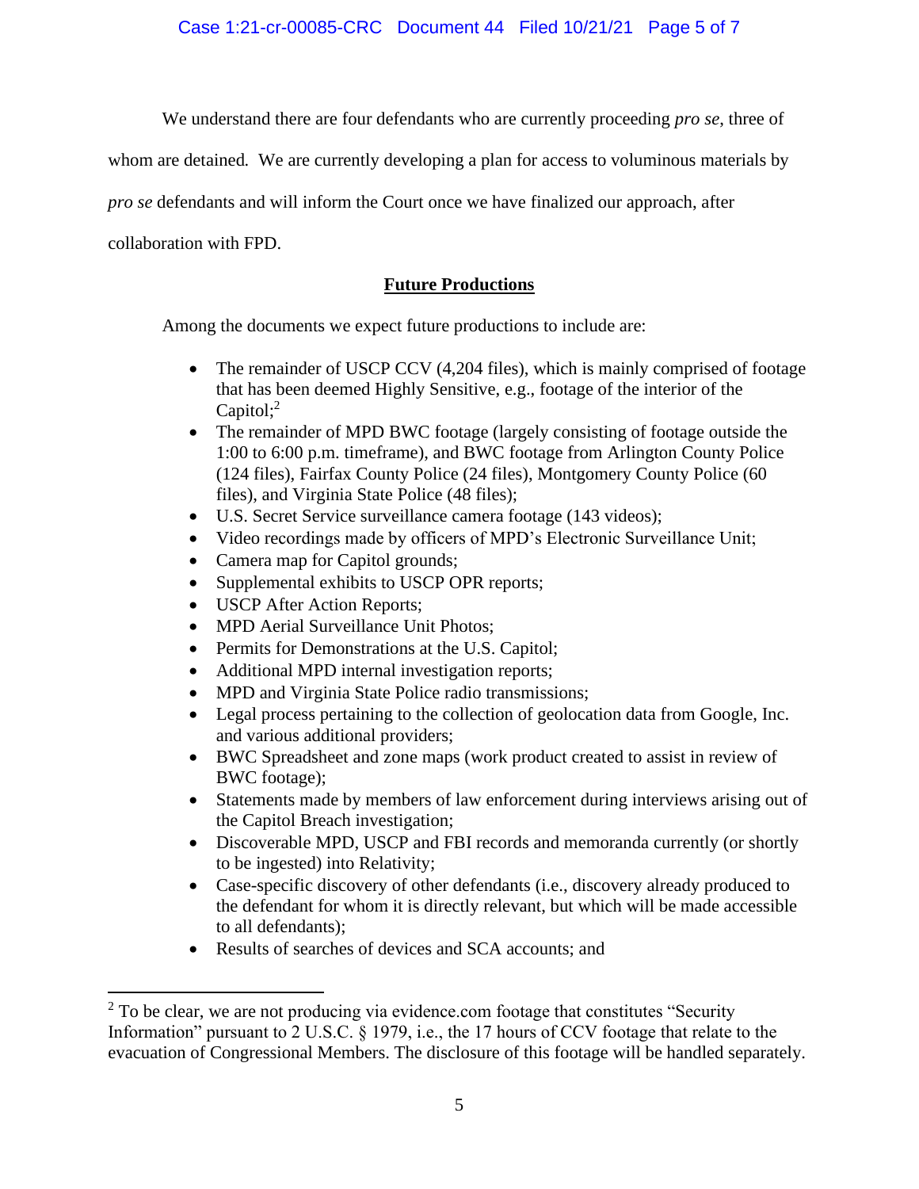We understand there are four defendants who are currently proceeding *pro se*, three of whom are detained. We are currently developing a plan for access to voluminous materials by *pro se* defendants and will inform the Court once we have finalized our approach, after collaboration with FPD.

## **Future Productions**

Among the documents we expect future productions to include are:

- The remainder of USCP CCV (4,204 files), which is mainly comprised of footage that has been deemed Highly Sensitive, e.g., footage of the interior of the Capitol;[2]
- The remainder of MPD BWC footage (largely consisting of footage outside the 1:00 to 6:00 p.m. timeframe), and BWC footage from Arlington County Police (124 files), Fairfax County Police (24 files), Montgomery County Police (60 files), and Virginia State Police (48 files);
- U.S. Secret Service surveillance camera footage (143 videos);
- Video recordings made by officers of MPD's Electronic Surveillance Unit;
- Camera map for Capitol grounds;
- Supplemental exhibits to USCP OPR reports;
- USCP After Action Reports;
- MPD Aerial Surveillance Unit Photos;
- Permits for Demonstrations at the U.S. Capitol;
- Additional MPD internal investigation reports;
- MPD and Virginia State Police radio transmissions;
- Legal process pertaining to the collection of geolocation data from Google, Inc. and various additional providers;
- BWC Spreadsheet and zone maps (work product created to assist in review of BWC footage);
- Statements made by members of law enforcement during interviews arising out of the Capitol Breach investigation;
- Discoverable MPD, USCP and FBI records and memoranda currently (or shortly to be ingested) into Relativity;
- Case-specific discovery of other defendants (i.e., discovery already produced to the defendant for whom it is directly relevant, but which will be made accessible to all defendants);
- Results of searches of devices and SCA accounts; and

[2] To be clear, we are not producing via evidence.com footage that constitutes "Security Information" pursuant to 2 U.S.C. § 1979, i.e., the 17 hours of CCV footage that relate to the evacuation of Congressional Members. The disclosure of this footage will be handled separately.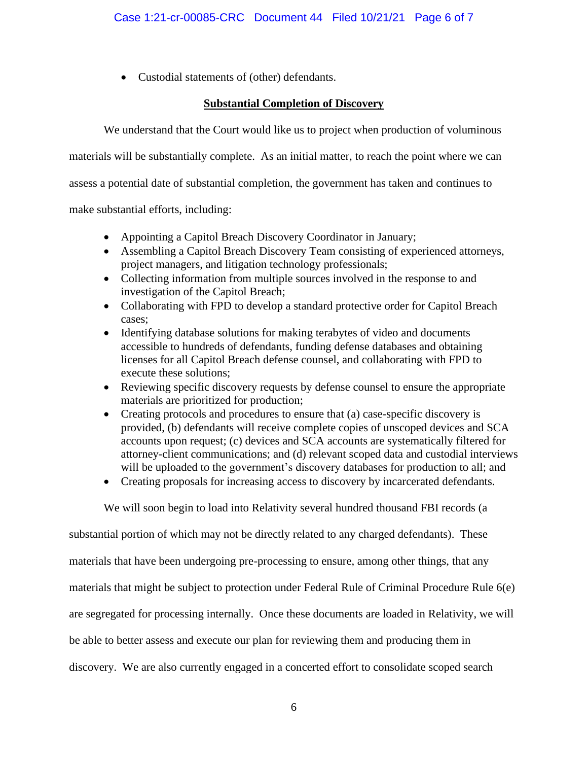- Custodial statements of (other) defendants.

**Substantial Completion of Discovery**

We understand that the Court would like us to project when production of voluminous materials will be substantially complete. As an initial matter, to reach the point where we can assess a potential date of substantial completion, the government has taken and continues to make substantial efforts, including:

- Appointing a Capitol Breach Discovery Coordinator in January;
- Assembling a Capitol Breach Discovery Team consisting of experienced attorneys, project managers, and litigation technology professionals;
- Collecting information from multiple sources involved in the response to and investigation of the Capitol Breach;
- Collaborating with FPD to develop a standard protective order for Capitol Breach cases;
- Identifying database solutions for making terabytes of video and documents accessible to hundreds of defendants, funding defense databases and obtaining licenses for all Capitol Breach defense counsel, and collaborating with FPD to execute these solutions;
- Reviewing specific discovery requests by defense counsel to ensure the appropriate materials are prioritized for production;
- Creating protocols and procedures to ensure that (a) case-specific discovery is provided, (b) defendants will receive complete copies of unscoped devices and SCA accounts upon request; (c) devices and SCA accounts are systematically filtered for attorney-client communications; and (d) relevant scoped data and custodial interviews will be uploaded to the government's discovery databases for production to all; and
- Creating proposals for increasing access to discovery by incarcerated defendants.

We will soon begin to load into Relativity several hundred thousand FBI records (a substantial portion of which may not be directly related to any charged defendants). These materials that have been undergoing pre-processing to ensure, among other things, that any materials that might be subject to protection under Federal Rule of Criminal Procedure Rule 6(e) are segregated for processing internally. Once these documents are loaded in Relativity, we will be able to better assess and execute our plan for reviewing them and producing them in discovery. We are also currently engaged in a concerted effort to consolidate scoped search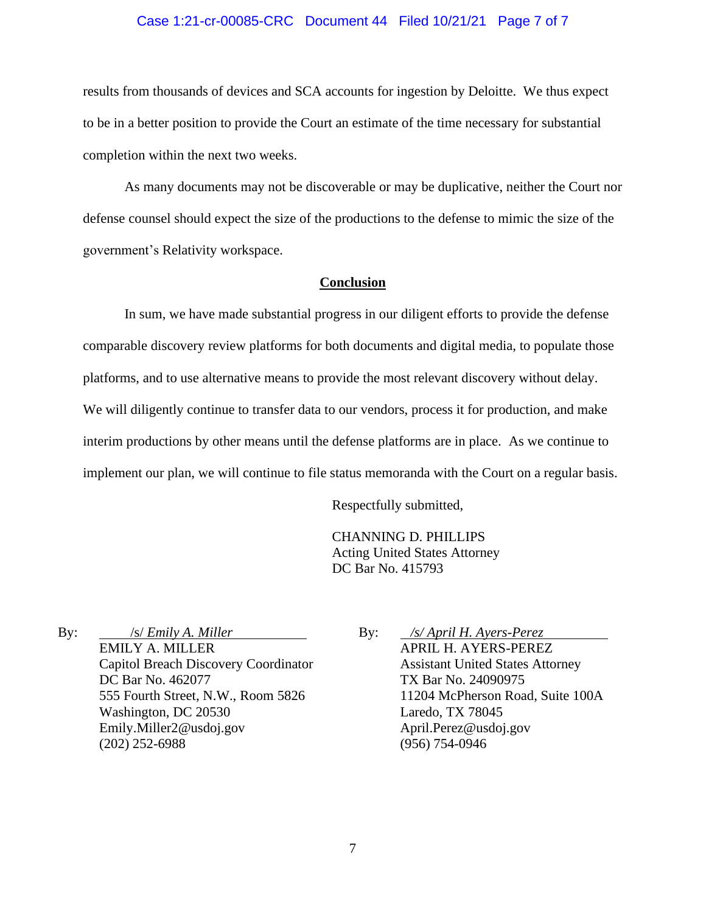results from thousands of devices and SCA accounts for ingestion by Deloitte. We thus expect to be in a better position to provide the Court an estimate of the time necessary for substantial completion within the next two weeks.

As many documents may not be discoverable or may be duplicative, neither the Court nor defense counsel should expect the size of the productions to the defense to mimic the size of the government's Relativity workspace.

## Conclusion

In sum, we have made substantial progress in our diligent efforts to provide the defense comparable discovery review platforms for both documents and digital media, to populate those platforms, and to use alternative means to provide the most relevant discovery without delay. We will diligently continue to transfer data to our vendors, process it for production, and make interim productions by other means until the defense platforms are in place. As we continue to implement our plan, we will continue to file status memoranda with the Court on a regular basis.

Respectfully submitted,

CHANNING D. PHILLIPS
Acting United States Attorney
DC Bar No. 415793

By: /s/ *Emily A. Miller*
EMILY A. MILLER
Capitol Breach Discovery Coordinator
DC Bar No. 462077
555 Fourth Street, N.W., Room 5826
Washington, DC 20530
Emily.Miller2@usdoj.gov
(202) 252-6988

By: */s/ April H. Ayers-Perez*
APRIL H. AYERS-PEREZ
Assistant United States Attorney
TX Bar No. 24090975
11204 McPherson Road, Suite 100A
Laredo, TX 78045
April.Perez@usdoj.gov
(956) 754-0946